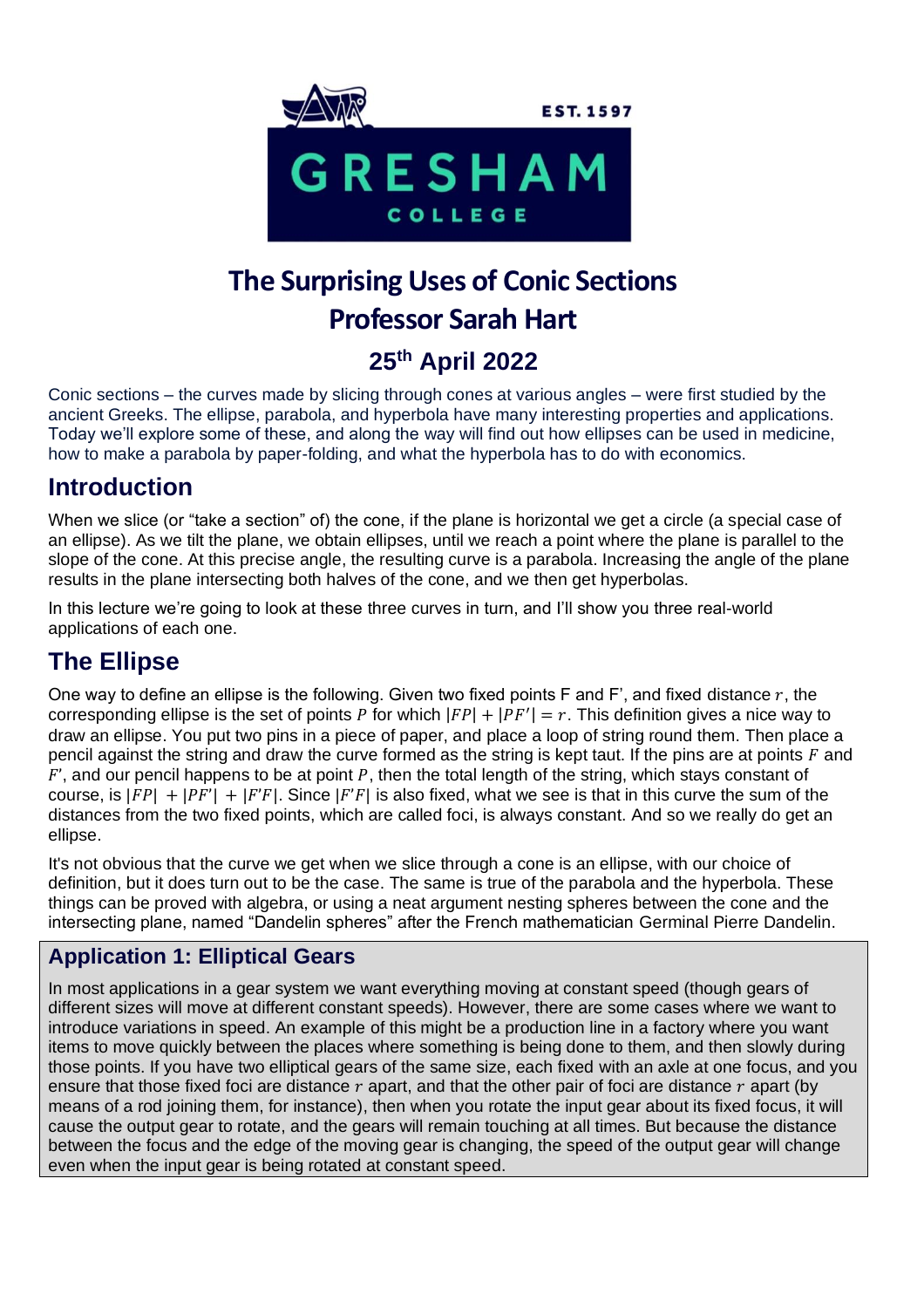# The Surprising Uses of Conic Sections

## Professor Sarah Hart

### 25th April 2022

Conic sections – the curves made by slicing through cones at various angles – were first studied by the ancient Greeks. The ellipse, parabola, and hyperbola have many interesting properties and applications. Today we'll explore some of these, and along the way will find out how ellipses can be used in medicine, how to make a parabola by paper-folding, and what the hyperbola has to do with economics.

## Introduction

When we slice (or "take a section" of) the cone, if the plane is horizontal we get a circle (a special case of an ellipse). As we tilt the plane, we obtain ellipses, until we reach a point where the plane is parallel to the slope of the cone. At this precise angle, the resulting curve is a parabola. Increasing the angle of the plane results in the plane intersecting both halves of the cone, and we then get hyperbolas.

In this lecture we're going to look at these three curves in turn, and I'll show you three real-world applications of each one.

## The Ellipse

One way to define an ellipse is the following. Given two fixed points F and F', and fixed distance $r$, the corresponding ellipse is the set of points $P$ for which $|FP| + |PF'| = r$. This definition gives a nice way to draw an ellipse. You put two pins in a piece of paper, and place a loop of string round them. Then place a pencil against the string and draw the curve formed as the string is kept taut. If the pins are at points $F$ and $F'$, and our pencil happens to be at point $P$, then the total length of the string, which stays constant of course, is $|FP| + |PF'| + |F'F|$. Since $|F'F|$ is also fixed, what we see is that in this curve the sum of the distances from the two fixed points, which are called foci, is always constant. And so we really do get an ellipse.

It's not obvious that the curve we get when we slice through a cone is an ellipse, with our choice of definition, but it does turn out to be the case. The same is true of the parabola and the hyperbola. These things can be proved with algebra, or using a neat argument nesting spheres between the cone and the intersecting plane, named "Dandelin spheres" after the French mathematician Germinal Pierre Dandelin.

### Application 1: Elliptical Gears

In most applications in a gear system we want everything moving at constant speed (though gears of different sizes will move at different constant speeds). However, there are some cases where we want to introduce variations in speed. An example of this might be a production line in a factory where you want items to move quickly between the places where something is being done to them, and then slowly during those points. If you have two elliptical gears of the same size, each fixed with an axle at one focus, and you ensure that those fixed foci are distance $r$ apart, and that the other pair of foci are distance $r$ apart (by means of a rod joining them, for instance), then when you rotate the input gear about its fixed focus, it will cause the output gear to rotate, and the gears will remain touching at all times. But because the distance between the focus and the edge of the moving gear is changing, the speed of the output gear will change even when the input gear is being rotated at constant speed.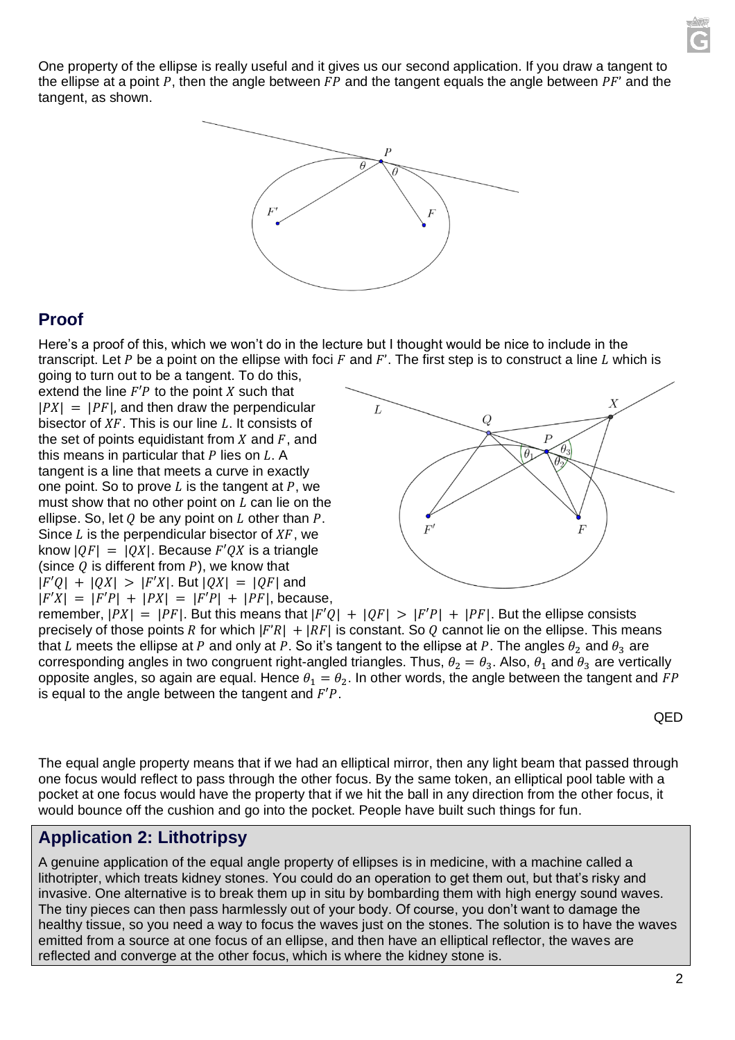One property of the ellipse is really useful and it gives us our second application. If you draw a tangent to the ellipse at a point $P$, then the angle between $FP$ and the tangent equals the angle between $PF'$ and the tangent, as shown.

## Proof

Here's a proof of this, which we won't do in the lecture but I thought would be nice to include in the transcript. Let $P$ be a point on the ellipse with foci $F$ and $F'$. The first step is to construct a line $L$ which is going to turn out to be a tangent. To do this, extend the line $F'P$ to the point $X$ such that $|PX| = |PF|$, and then draw the perpendicular bisector of $XF$. This is our line $L$. It consists of the set of points equidistant from $X$ and $F$, and this means in particular that $P$ lies on $L$. A tangent is a line that meets a curve in exactly one point. So to prove $L$ is the tangent at $P$, we must show that no other point on $L$ can lie on the ellipse. So, let $Q$ be any point on $L$ other than $P$. Since $L$ is the perpendicular bisector of $XF$, we know $|QF| = |QX|$. Because $F'QX$ is a triangle (since $Q$ is different from $P$), we know that $|F'Q| + |QX| > |F'X|$. But $|QX| = |QF|$ and $|F'X| = |F'P| + |PX| = |F'P| + |PF|$, because, remember, $|PX| = |PF|$. But this means that $|F'Q| + |QF| > |F'P| + |PF|$. But the ellipse consists precisely of those points $R$ for which $|F'R| + |RF|$ is constant. So $Q$ cannot lie on the ellipse. This means that $L$ meets the ellipse at $P$ and only at $P$. So it's tangent to the ellipse at $P$. The angles $\theta_2$ and $\theta_3$ are corresponding angles in two congruent right-angled triangles. Thus, $\theta_2 = \theta_3$. Also, $\theta_1$ and $\theta_3$ are vertically opposite angles, so again are equal. Hence $\theta_1 = \theta_2$. In other words, the angle between the tangent and $FP$ is equal to the angle between the tangent and $F'P$.

QED

The equal angle property means that if we had an elliptical mirror, then any light beam that passed through one focus would reflect to pass through the other focus. By the same token, an elliptical pool table with a pocket at one focus would have the property that if we hit the ball in any direction from the other focus, it would bounce off the cushion and go into the pocket. People have built such things for fun.

## Application 2: Lithotripsy

A genuine application of the equal angle property of ellipses is in medicine, with a machine called a lithotripter, which treats kidney stones. You could do an operation to get them out, but that's risky and invasive. One alternative is to break them up in situ by bombarding them with high energy sound waves. The tiny pieces can then pass harmlessly out of your body. Of course, you don't want to damage the healthy tissue, so you need a way to focus the waves just on the stones. The solution is to have the waves emitted from a source at one focus of an ellipse, and then have an elliptical reflector, the waves are reflected and converge at the other focus, which is where the kidney stone is.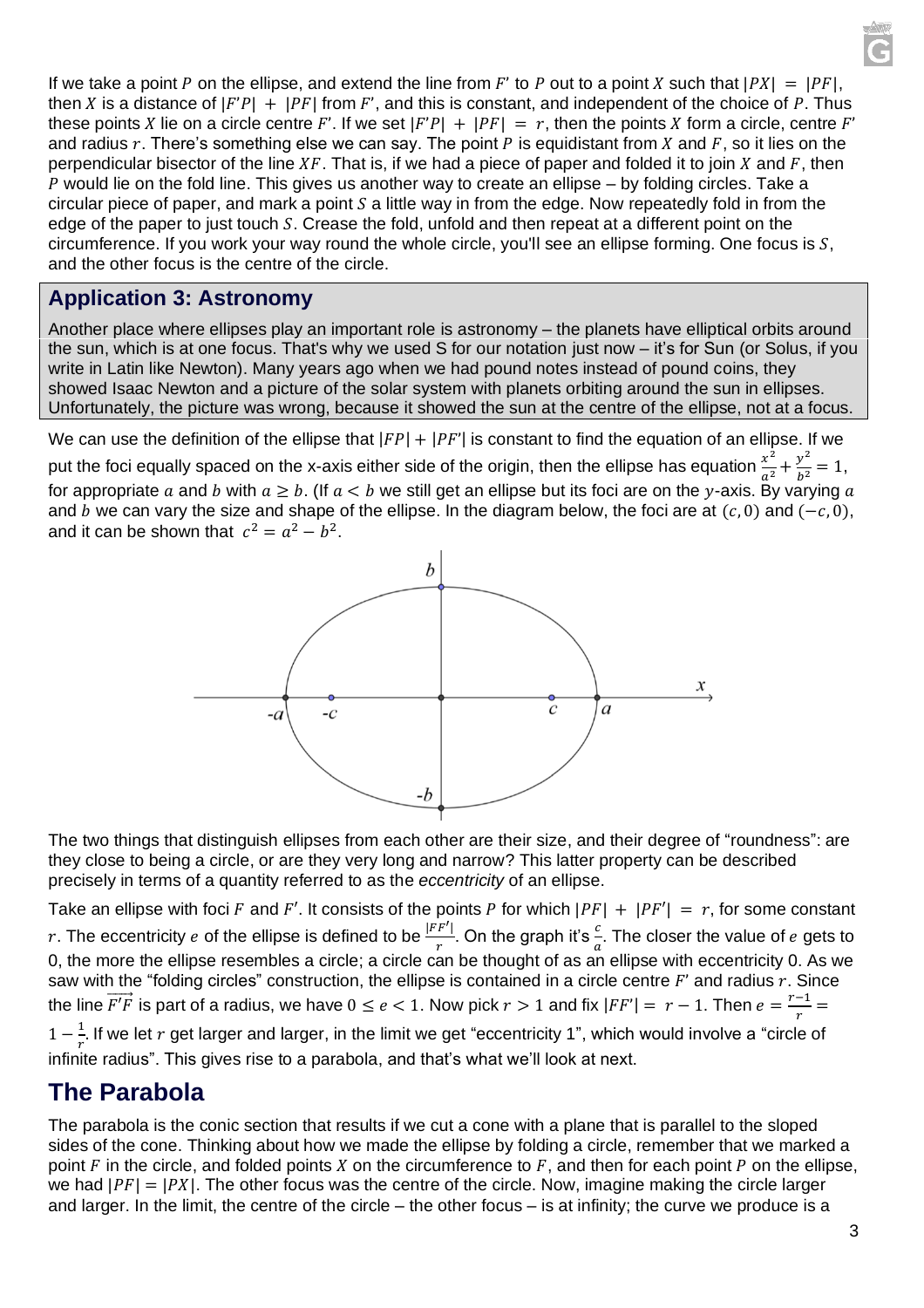If we take a point $P$ on the ellipse, and extend the line from $F'$ to $P$ out to a point $X$ such that $|PX| = |PF|$, then $X$ is a distance of $|F'P| + |PF|$ from $F'$, and this is constant, and independent of the choice of $P$. Thus these points $X$ lie on a circle centre $F'$. If we set $|F'P| + |PF| = r$, then the points $X$ form a circle, centre $F'$ and radius $r$. There's something else we can say. The point $P$ is equidistant from $X$ and $F$, so it lies on the perpendicular bisector of the line $XF$. That is, if we had a piece of paper and folded it to join $X$ and $F$, then $P$ would lie on the fold line. This gives us another way to create an ellipse – by folding circles. Take a circular piece of paper, and mark a point $S$ a little way in from the edge. Now repeatedly fold in from the edge of the paper to just touch $S$. Crease the fold, unfold and then repeat at a different point on the circumference. If you work your way round the whole circle, you'll see an ellipse forming. One focus is $S$, and the other focus is the centre of the circle.

## Application 3: Astronomy

Another place where ellipses play an important role is astronomy – the planets have elliptical orbits around the sun, which is at one focus. That's why we used S for our notation just now – it's for Sun (or Solus, if you write in Latin like Newton). Many years ago when we had pound notes instead of pound coins, they showed Isaac Newton and a picture of the solar system with planets orbiting around the sun in ellipses. Unfortunately, the picture was wrong, because it showed the sun at the centre of the ellipse, not at a focus.

We can use the definition of the ellipse that $|FP| + |PF'|$ is constant to find the equation of an ellipse. If we put the foci equally spaced on the x-axis either side of the origin, then the ellipse has equation $\frac{x^2}{a^2} + \frac{y^2}{b^2} = 1$, for appropriate $a$ and $b$ with $a \geq b$. (If $a < b$ we still get an ellipse but its foci are on the $y$-axis. By varying $a$ and $b$ we can vary the size and shape of the ellipse. In the diagram below, the foci are at $(c, 0)$ and $(-c, 0)$, and it can be shown that $c^2 = a^2 - b^2$.

The two things that distinguish ellipses from each other are their size, and their degree of "roundness": are they close to being a circle, or are they very long and narrow? This latter property can be described precisely in terms of a quantity referred to as the *eccentricity* of an ellipse.

Take an ellipse with foci $F$ and $F'$. It consists of the points $P$ for which $|PF| + |PF'| = r$, for some constant $r$. The eccentricity $e$ of the ellipse is defined to be $\frac{|FF'|}{r}$. On the graph it's $\frac{c}{a}$. The closer the value of $e$ gets to 0, the more the ellipse resembles a circle; a circle can be thought of as an ellipse with eccentricity 0. As we saw with the "folding circles" construction, the ellipse is contained in a circle centre $F'$ and radius $r$. Since the line $\overrightarrow{F'F}$ is part of a radius, we have $0 \leq e < 1$. Now pick $r > 1$ and fix $|FF'| = r - 1$. Then $e = \frac{r-1}{r} = 1 - \frac{1}{r}$. If we let $r$ get larger and larger, in the limit we get "eccentricity 1", which would involve a "circle of infinite radius". This gives rise to a parabola, and that's what we'll look at next.

## The Parabola

The parabola is the conic section that results if we cut a cone with a plane that is parallel to the sloped sides of the cone. Thinking about how we made the ellipse by folding a circle, remember that we marked a point $F$ in the circle, and folded points $X$ on the circumference to $F$, and then for each point $P$ on the ellipse, we had $|PF| = |PX|$. The other focus was the centre of the circle. Now, imagine making the circle larger and larger. In the limit, the centre of the circle – the other focus – is at infinity; the curve we produce is a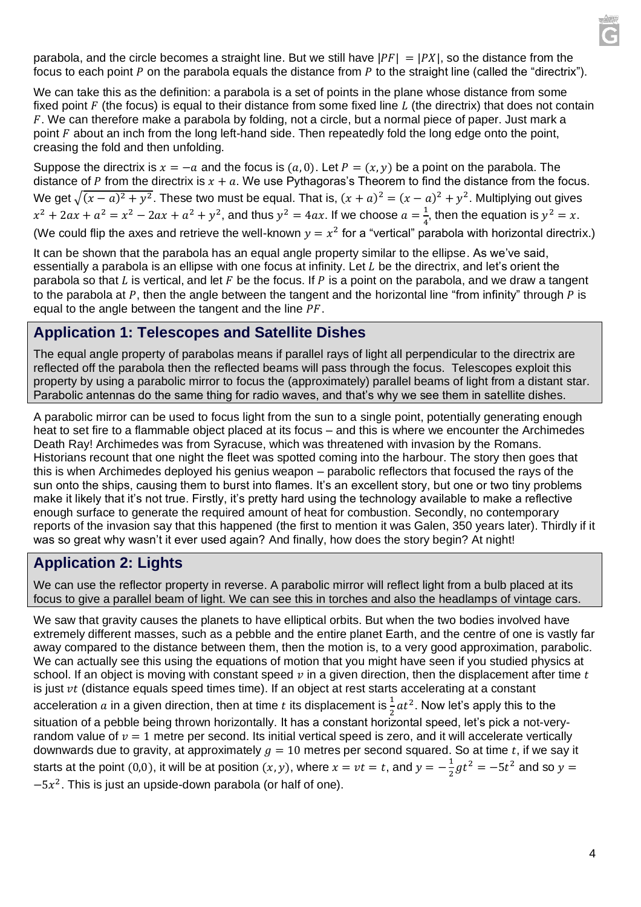parabola, and the circle becomes a straight line. But we still have $|PF| = |PX|$, so the distance from the focus to each point $P$ on the parabola equals the distance from $P$ to the straight line (called the "directrix").

We can take this as the definition: a parabola is a set of points in the plane whose distance from some fixed point $F$ (the focus) is equal to their distance from some fixed line $L$ (the directrix) that does not contain $F$. We can therefore make a parabola by folding, not a circle, but a normal piece of paper. Just mark a point $F$ about an inch from the long left-hand side. Then repeatedly fold the long edge onto the point, creasing the fold and then unfolding.

Suppose the directrix is $x = -a$ and the focus is $(a, 0)$. Let $P = (x, y)$ be a point on the parabola. The distance of $P$ from the directrix is $x + a$. We use Pythagoras's Theorem to find the distance from the focus. We get $\sqrt{(x-a)^2 + y^2}$. These two must be equal. That is, $(x + a)^2 = (x - a)^2 + y^2$. Multiplying out gives $x^2 + 2ax + a^2 = x^2 - 2ax + a^2 + y^2$, and thus $y^2 = 4ax$. If we choose $a = \frac{1}{4}$, then the equation is $y^2 = x$. (We could flip the axes and retrieve the well-known $y = x^2$ for a "vertical" parabola with horizontal directrix.)

It can be shown that the parabola has an equal angle property similar to the ellipse. As we've said, essentially a parabola is an ellipse with one focus at infinity. Let $L$ be the directrix, and let's orient the parabola so that $L$ is vertical, and let $F$ be the focus. If $P$ is a point on the parabola, and we draw a tangent to the parabola at $P$, then the angle between the tangent and the horizontal line "from infinity" through $P$ is equal to the angle between the tangent and the line $PF$.

## Application 1: Telescopes and Satellite Dishes

The equal angle property of parabolas means if parallel rays of light all perpendicular to the directrix are reflected off the parabola then the reflected beams will pass through the focus. Telescopes exploit this property by using a parabolic mirror to focus the (approximately) parallel beams of light from a distant star. Parabolic antennas do the same thing for radio waves, and that's why we see them in satellite dishes.

A parabolic mirror can be used to focus light from the sun to a single point, potentially generating enough heat to set fire to a flammable object placed at its focus – and this is where we encounter the Archimedes Death Ray! Archimedes was from Syracuse, which was threatened with invasion by the Romans. Historians recount that one night the fleet was spotted coming into the harbour. The story then goes that this is when Archimedes deployed his genius weapon – parabolic reflectors that focused the rays of the sun onto the ships, causing them to burst into flames. It's an excellent story, but one or two tiny problems make it likely that it's not true. Firstly, it's pretty hard using the technology available to make a reflective enough surface to generate the required amount of heat for combustion. Secondly, no contemporary reports of the invasion say that this happened (the first to mention it was Galen, 350 years later). Thirdly if it was so great why wasn't it ever used again? And finally, how does the story begin? At night!

## Application 2: Lights

We can use the reflector property in reverse. A parabolic mirror will reflect light from a bulb placed at its focus to give a parallel beam of light. We can see this in torches and also the headlamps of vintage cars.

We saw that gravity causes the planets to have elliptical orbits. But when the two bodies involved have extremely different masses, such as a pebble and the entire planet Earth, and the centre of one is vastly far away compared to the distance between them, then the motion is, to a very good approximation, parabolic. We can actually see this using the equations of motion that you might have seen if you studied physics at school. If an object is moving with constant speed $v$ in a given direction, then the displacement after time $t$ is just $vt$ (distance equals speed times time). If an object at rest starts accelerating at a constant acceleration $a$ in a given direction, then at time $t$ its displacement is $\frac{1}{2}at^2$. Now let's apply this to the situation of a pebble being thrown horizontally. It has a constant horizontal speed, let's pick a not-very-random value of $v = 1$ metre per second. Its initial vertical speed is zero, and it will accelerate vertically downwards due to gravity, at approximately $g = 10$ metres per second squared. So at time $t$, if we say it starts at the point $(0,0)$, it will be at position $(x, y)$, where $x = vt = t$, and $y = -\frac{1}{2}gt^2 = -5t^2$ and so $y = -5x^2$. This is just an upside-down parabola (or half of one).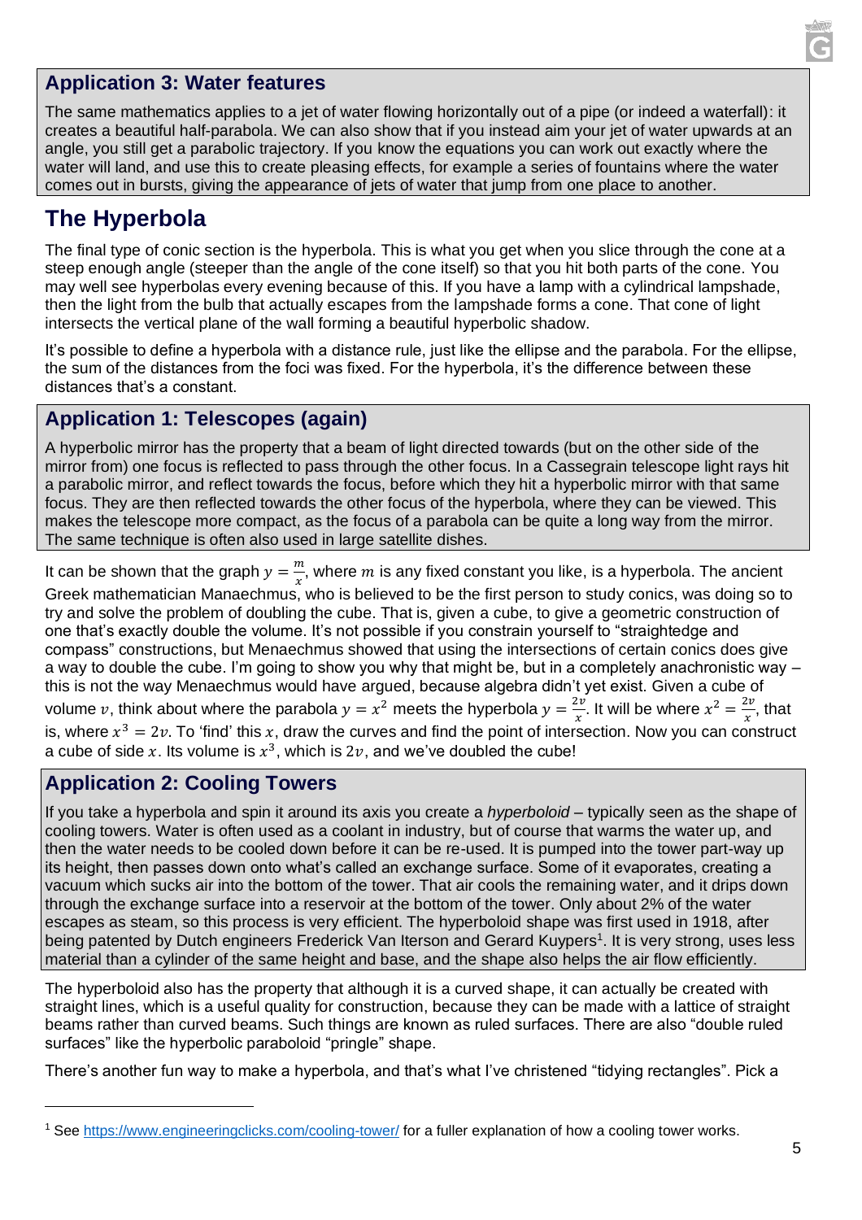### Application 3: Water features

The same mathematics applies to a jet of water flowing horizontally out of a pipe (or indeed a waterfall): it creates a beautiful half-parabola. We can also show that if you instead aim your jet of water upwards at an angle, you still get a parabolic trajectory. If you know the equations you can work out exactly where the water will land, and use this to create pleasing effects, for example a series of fountains where the water comes out in bursts, giving the appearance of jets of water that jump from one place to another.

## The Hyperbola

The final type of conic section is the hyperbola. This is what you get when you slice through the cone at a steep enough angle (steeper than the angle of the cone itself) so that you hit both parts of the cone. You may well see hyperbolas every evening because of this. If you have a lamp with a cylindrical lampshade, then the light from the bulb that actually escapes from the lampshade forms a cone. That cone of light intersects the vertical plane of the wall forming a beautiful hyperbolic shadow.

It's possible to define a hyperbola with a distance rule, just like the ellipse and the parabola. For the ellipse, the sum of the distances from the foci was fixed. For the hyperbola, it's the difference between these distances that's a constant.

### Application 1: Telescopes (again)

A hyperbolic mirror has the property that a beam of light directed towards (but on the other side of the mirror from) one focus is reflected to pass through the other focus. In a Cassegrain telescope light rays hit a parabolic mirror, and reflect towards the focus, before which they hit a hyperbolic mirror with that same focus. They are then reflected towards the other focus of the hyperbola, where they can be viewed. This makes the telescope more compact, as the focus of a parabola can be quite a long way from the mirror. The same technique is often also used in large satellite dishes.

It can be shown that the graph $y = \frac{m}{x}$, where $m$ is any fixed constant you like, is a hyperbola. The ancient Greek mathematician Manaechmus, who is believed to be the first person to study conics, was doing so to try and solve the problem of doubling the cube. That is, given a cube, to give a geometric construction of one that's exactly double the volume. It's not possible if you constrain yourself to "straightedge and compass" constructions, but Menaechmus showed that using the intersections of certain conics does give a way to double the cube. I'm going to show you why that might be, but in a completely anachronistic way – this is not the way Menaechmus would have argued, because algebra didn't yet exist. Given a cube of volume $v$, think about where the parabola $y = x^2$ meets the hyperbola $y = \frac{2v}{x}$. It will be where $x^2 = \frac{2v}{x}$, that is, where $x^3 = 2v$. To 'find' this $x$, draw the curves and find the point of intersection. Now you can construct a cube of side $x$. Its volume is $x^3$, which is $2v$, and we've doubled the cube!

### Application 2: Cooling Towers

If you take a hyperbola and spin it around its axis you create a *hyperboloid* – typically seen as the shape of cooling towers. Water is often used as a coolant in industry, but of course that warms the water up, and then the water needs to be cooled down before it can be re-used. It is pumped into the tower part-way up its height, then passes down onto what's called an exchange surface. Some of it evaporates, creating a vacuum which sucks air into the bottom of the tower. That air cools the remaining water, and it drips down through the exchange surface into a reservoir at the bottom of the tower. Only about 2% of the water escapes as steam, so this process is very efficient. The hyperboloid shape was first used in 1918, after being patented by Dutch engineers Frederick Van Iterson and Gerard Kuypers[1]. It is very strong, uses less material than a cylinder of the same height and base, and the shape also helps the air flow efficiently.

The hyperboloid also has the property that although it is a curved shape, it can actually be created with straight lines, which is a useful quality for construction, because they can be made with a lattice of straight beams rather than curved beams. Such things are known as ruled surfaces. There are also "double ruled surfaces" like the hyperbolic paraboloid "pringle" shape.

There's another fun way to make a hyperbola, and that's what I've christened "tidying rectangles". Pick a

---

[1] See https://www.engineeringclicks.com/cooling-tower/ for a fuller explanation of how a cooling tower works.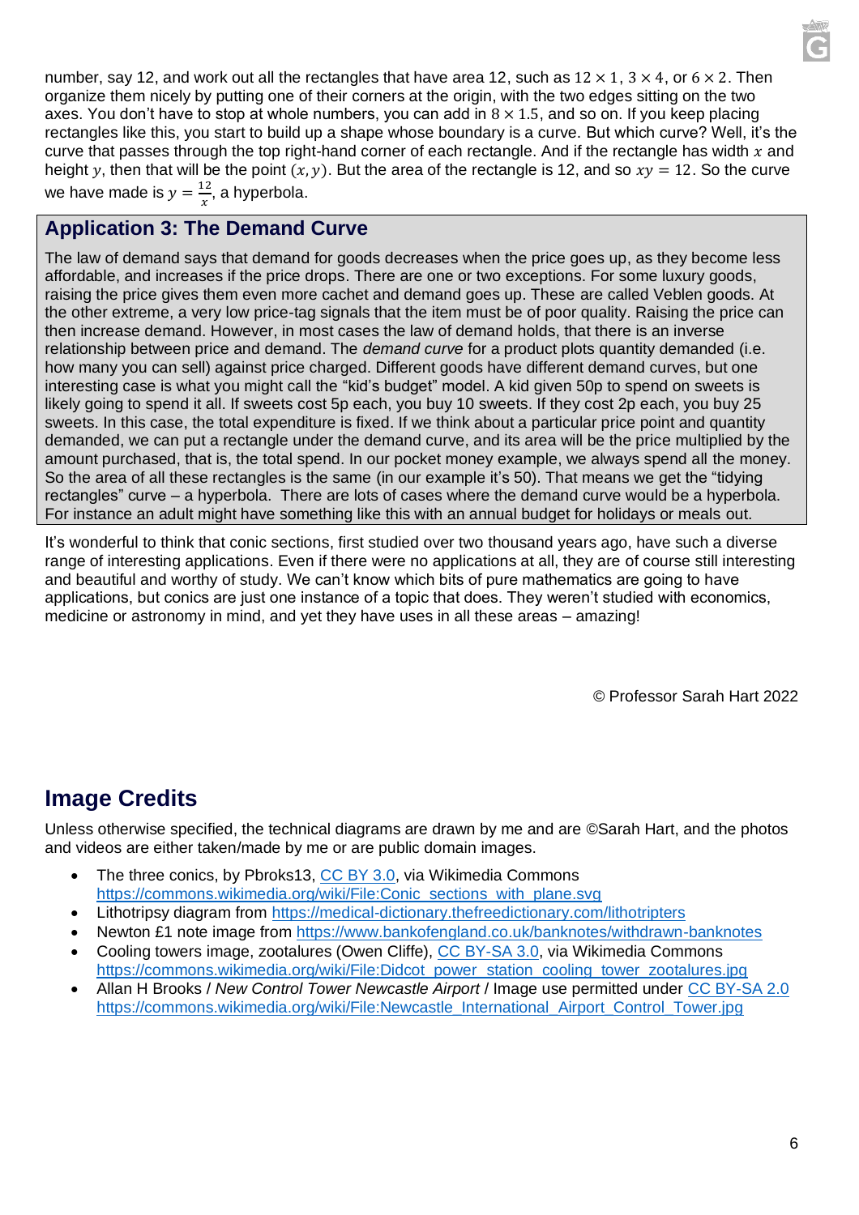number, say 12, and work out all the rectangles that have area 12, such as $12 \times 1$, $3 \times 4$, or $6 \times 2$. Then organize them nicely by putting one of their corners at the origin, with the two edges sitting on the two axes. You don't have to stop at whole numbers, you can add in $8 \times 1.5$, and so on. If you keep placing rectangles like this, you start to build up a shape whose boundary is a curve. But which curve? Well, it's the curve that passes through the top right-hand corner of each rectangle. And if the rectangle has width $x$ and height $y$, then that will be the point $(x, y)$. But the area of the rectangle is 12, and so $xy = 12$. So the curve we have made is $y = \frac{12}{x}$, a hyperbola.

## Application 3: The Demand Curve

The law of demand says that demand for goods decreases when the price goes up, as they become less affordable, and increases if the price drops. There are one or two exceptions. For some luxury goods, raising the price gives them even more cachet and demand goes up. These are called Veblen goods. At the other extreme, a very low price-tag signals that the item must be of poor quality. Raising the price can then increase demand. However, in most cases the law of demand holds, that there is an inverse relationship between price and demand. The *demand curve* for a product plots quantity demanded (i.e. how many you can sell) against price charged. Different goods have different demand curves, but one interesting case is what you might call the "kid's budget" model. A kid given 50p to spend on sweets is likely going to spend it all. If sweets cost 5p each, you buy 10 sweets. If they cost 2p each, you buy 25 sweets. In this case, the total expenditure is fixed. If we think about a particular price point and quantity demanded, we can put a rectangle under the demand curve, and its area will be the price multiplied by the amount purchased, that is, the total spend. In our pocket money example, we always spend all the money. So the area of all these rectangles is the same (in our example it's 50). That means we get the "tidying rectangles" curve – a hyperbola. There are lots of cases where the demand curve would be a hyperbola. For instance an adult might have something like this with an annual budget for holidays or meals out.

It's wonderful to think that conic sections, first studied over two thousand years ago, have such a diverse range of interesting applications. Even if there were no applications at all, they are of course still interesting and beautiful and worthy of study. We can't know which bits of pure mathematics are going to have applications, but conics are just one instance of a topic that does. They weren't studied with economics, medicine or astronomy in mind, and yet they have uses in all these areas – amazing!

© Professor Sarah Hart 2022

## Image Credits

Unless otherwise specified, the technical diagrams are drawn by me and are ©Sarah Hart, and the photos and videos are either taken/made by me or are public domain images.

- The three conics, by Pbroks13, CC BY 3.0, via Wikimedia Commons https://commons.wikimedia.org/wiki/File:Conic_sections_with_plane.svg
- Lithotripsy diagram from https://medical-dictionary.thefreedictionary.com/lithotripters
- Newton £1 note image from https://www.bankofengland.co.uk/banknotes/withdrawn-banknotes
- Cooling towers image, zootalures (Owen Cliffe), CC BY-SA 3.0, via Wikimedia Commons https://commons.wikimedia.org/wiki/File:Didcot_power_station_cooling_tower_zootalures.jpg
- Allan H Brooks / *New Control Tower Newcastle Airport* / Image use permitted under CC BY-SA 2.0 https://commons.wikimedia.org/wiki/File:Newcastle_International_Airport_Control_Tower.jpg